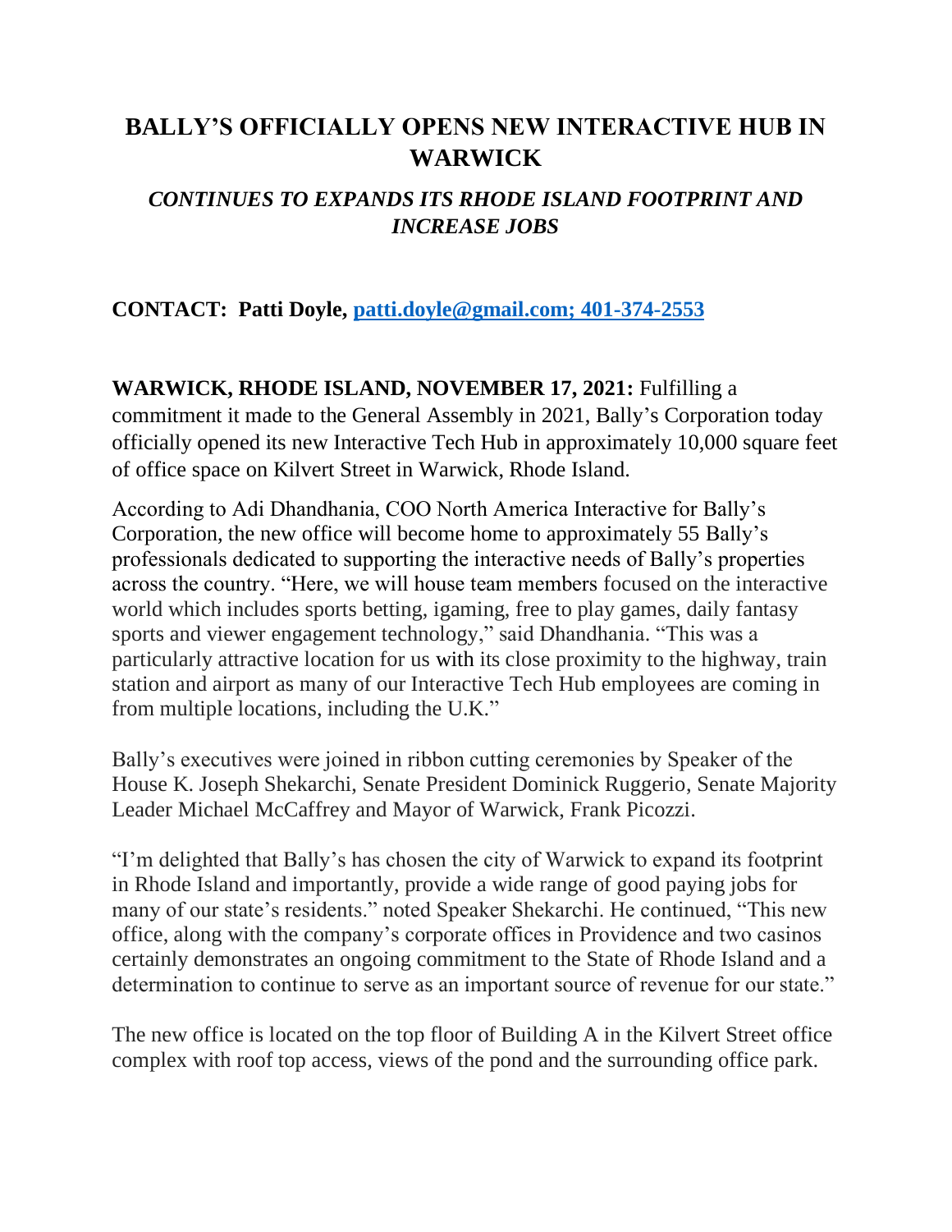# BALLY'S OFFICIALLY OPENS NEW INTERACTIVE HUB IN WARWICK

## *CONTINUES TO EXPANDS ITS RHODE ISLAND FOOTPRINT AND INCREASE JOBS*

**CONTACT: Patti Doyle, patti.doyle@gmail.com; 401-374-2553**

**WARWICK, RHODE ISLAND, NOVEMBER 17, 2021:** Fulfilling a commitment it made to the General Assembly in 2021, Bally's Corporation today officially opened its new Interactive Tech Hub in approximately 10,000 square feet of office space on Kilvert Street in Warwick, Rhode Island.

According to Adi Dhandhania, COO North America Interactive for Bally's Corporation, the new office will become home to approximately 55 Bally's professionals dedicated to supporting the interactive needs of Bally's properties across the country. "Here, we will house team members focused on the interactive world which includes sports betting, igaming, free to play games, daily fantasy sports and viewer engagement technology," said Dhandhania. "This was a particularly attractive location for us with its close proximity to the highway, train station and airport as many of our Interactive Tech Hub employees are coming in from multiple locations, including the U.K."

Bally's executives were joined in ribbon cutting ceremonies by Speaker of the House K. Joseph Shekarchi, Senate President Dominick Ruggerio, Senate Majority Leader Michael McCaffrey and Mayor of Warwick, Frank Picozzi.

"I'm delighted that Bally's has chosen the city of Warwick to expand its footprint in Rhode Island and importantly, provide a wide range of good paying jobs for many of our state's residents." noted Speaker Shekarchi. He continued, "This new office, along with the company's corporate offices in Providence and two casinos certainly demonstrates an ongoing commitment to the State of Rhode Island and a determination to continue to serve as an important source of revenue for our state."

The new office is located on the top floor of Building A in the Kilvert Street office complex with roof top access, views of the pond and the surrounding office park.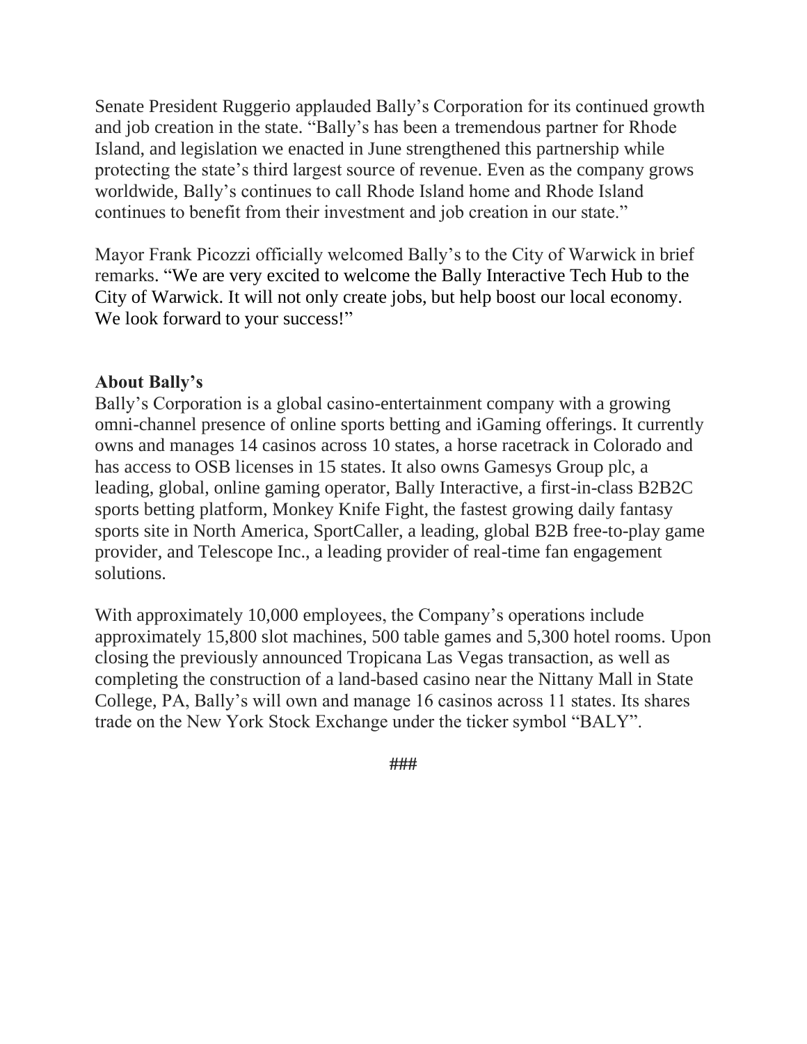Senate President Ruggerio applauded Bally's Corporation for its continued growth and job creation in the state. "Bally's has been a tremendous partner for Rhode Island, and legislation we enacted in June strengthened this partnership while protecting the state's third largest source of revenue. Even as the company grows worldwide, Bally's continues to call Rhode Island home and Rhode Island continues to benefit from their investment and job creation in our state."

Mayor Frank Picozzi officially welcomed Bally's to the City of Warwick in brief remarks. "We are very excited to welcome the Bally Interactive Tech Hub to the City of Warwick. It will not only create jobs, but help boost our local economy. We look forward to your success!"

**About Bally's**

Bally's Corporation is a global casino-entertainment company with a growing omni-channel presence of online sports betting and iGaming offerings. It currently owns and manages 14 casinos across 10 states, a horse racetrack in Colorado and has access to OSB licenses in 15 states. It also owns Gamesys Group plc, a leading, global, online gaming operator, Bally Interactive, a first-in-class B2B2C sports betting platform, Monkey Knife Fight, the fastest growing daily fantasy sports site in North America, SportCaller, a leading, global B2B free-to-play game provider, and Telescope Inc., a leading provider of real-time fan engagement solutions.

With approximately 10,000 employees, the Company's operations include approximately 15,800 slot machines, 500 table games and 5,300 hotel rooms. Upon closing the previously announced Tropicana Las Vegas transaction, as well as completing the construction of a land-based casino near the Nittany Mall in State College, PA, Bally's will own and manage 16 casinos across 11 states. Its shares trade on the New York Stock Exchange under the ticker symbol "BALY".

###